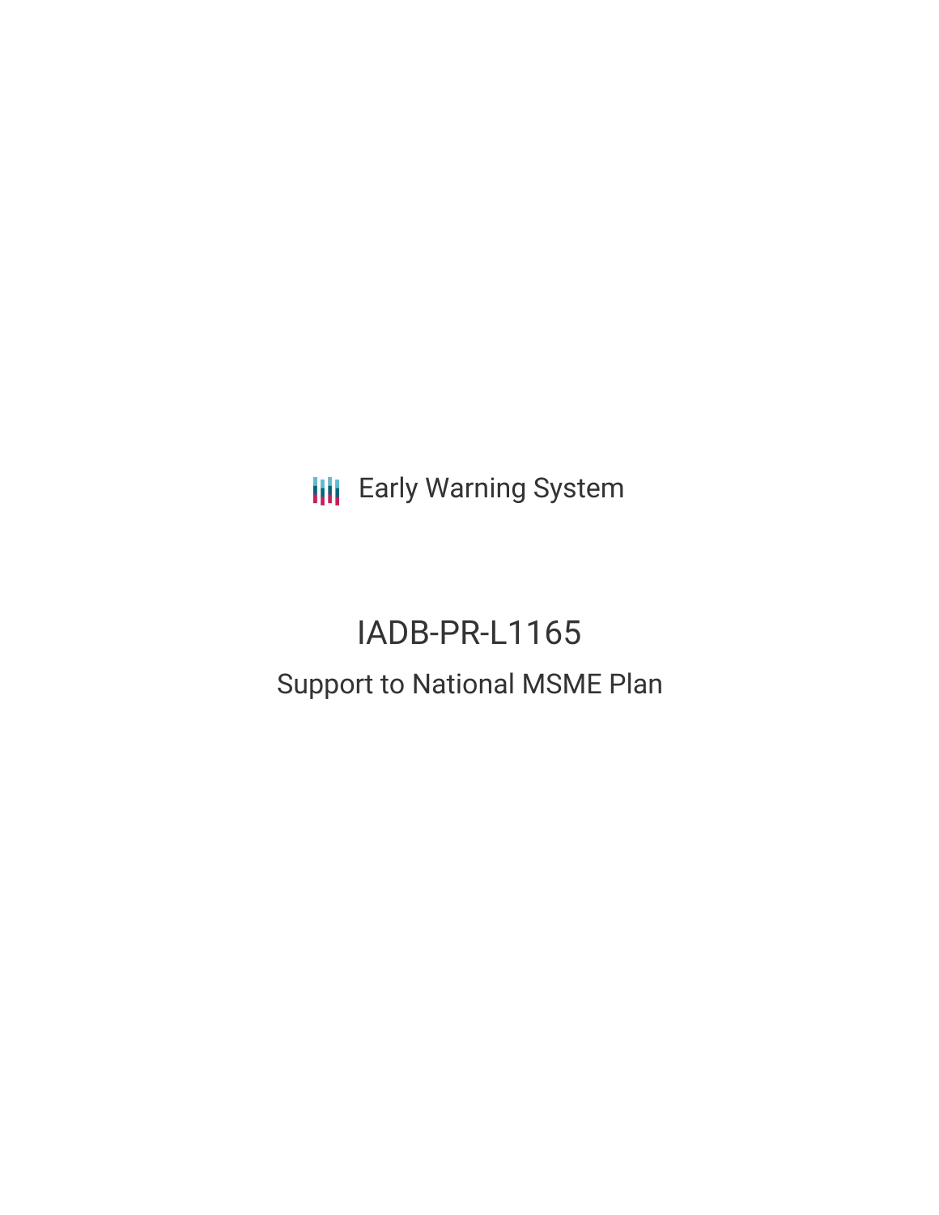Early Warning System

# IADB-PR-L1165

## Support to National MSME Plan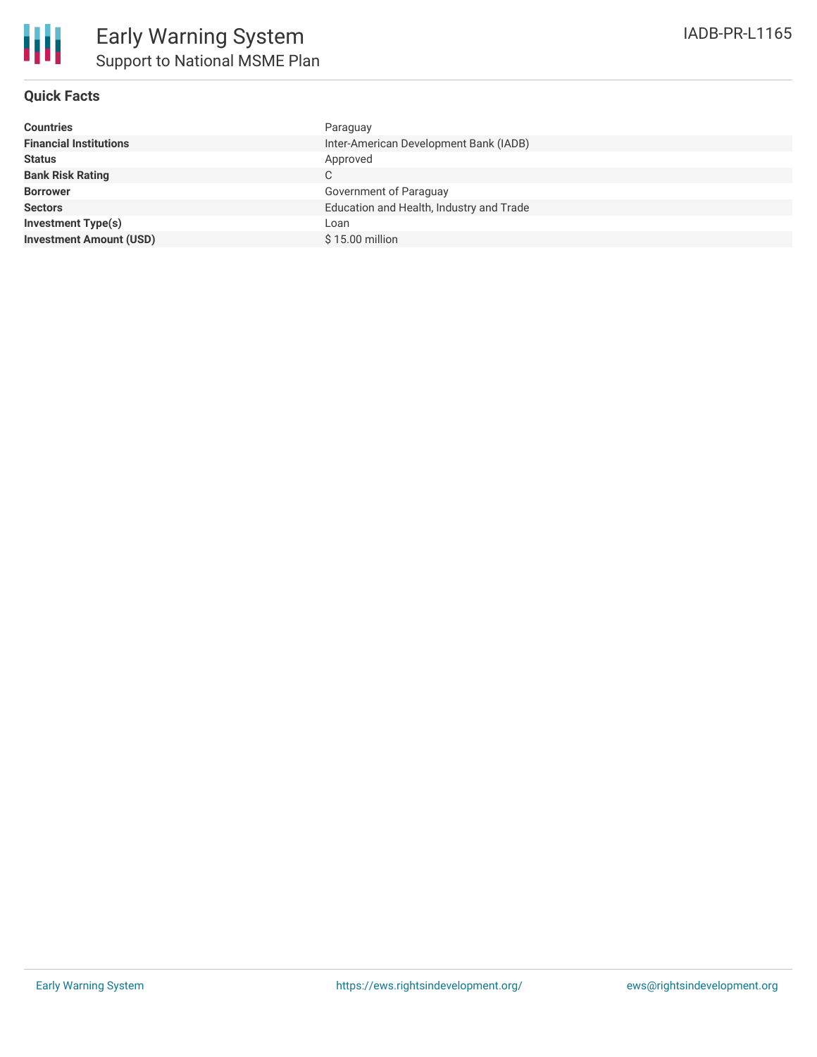# Early Warning System
## Support to National MSME Plan

IADB-PR-L1165

### Quick Facts

| | |
|---|---|
| **Countries** | Paraguay |
| **Financial Institutions** | Inter-American Development Bank (IADB) |
| **Status** | Approved |
| **Bank Risk Rating** | C |
| **Borrower** | Government of Paraguay |
| **Sectors** | Education and Health, Industry and Trade |
| **Investment Type(s)** | Loan |
| **Investment Amount (USD)** | $ 15.00 million |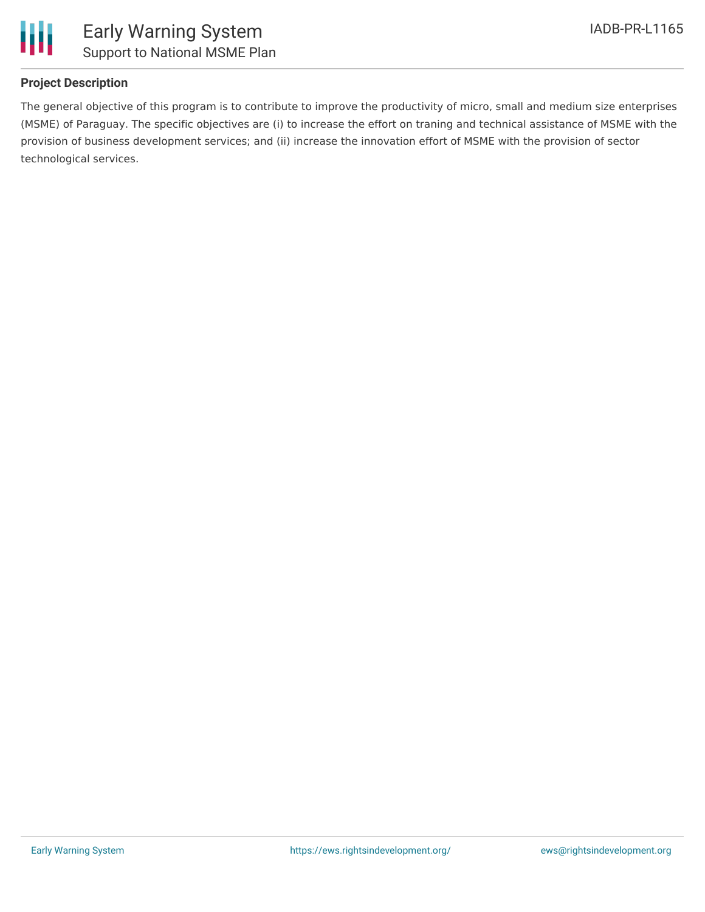### Project Description

The general objective of this program is to contribute to improve the productivity of micro, small and medium size enterprises (MSME) of Paraguay. The specific objectives are (i) to increase the effort on traning and technical assistance of MSME with the provision of business development services; and (ii) increase the innovation effort of MSME with the provision of sector technological services.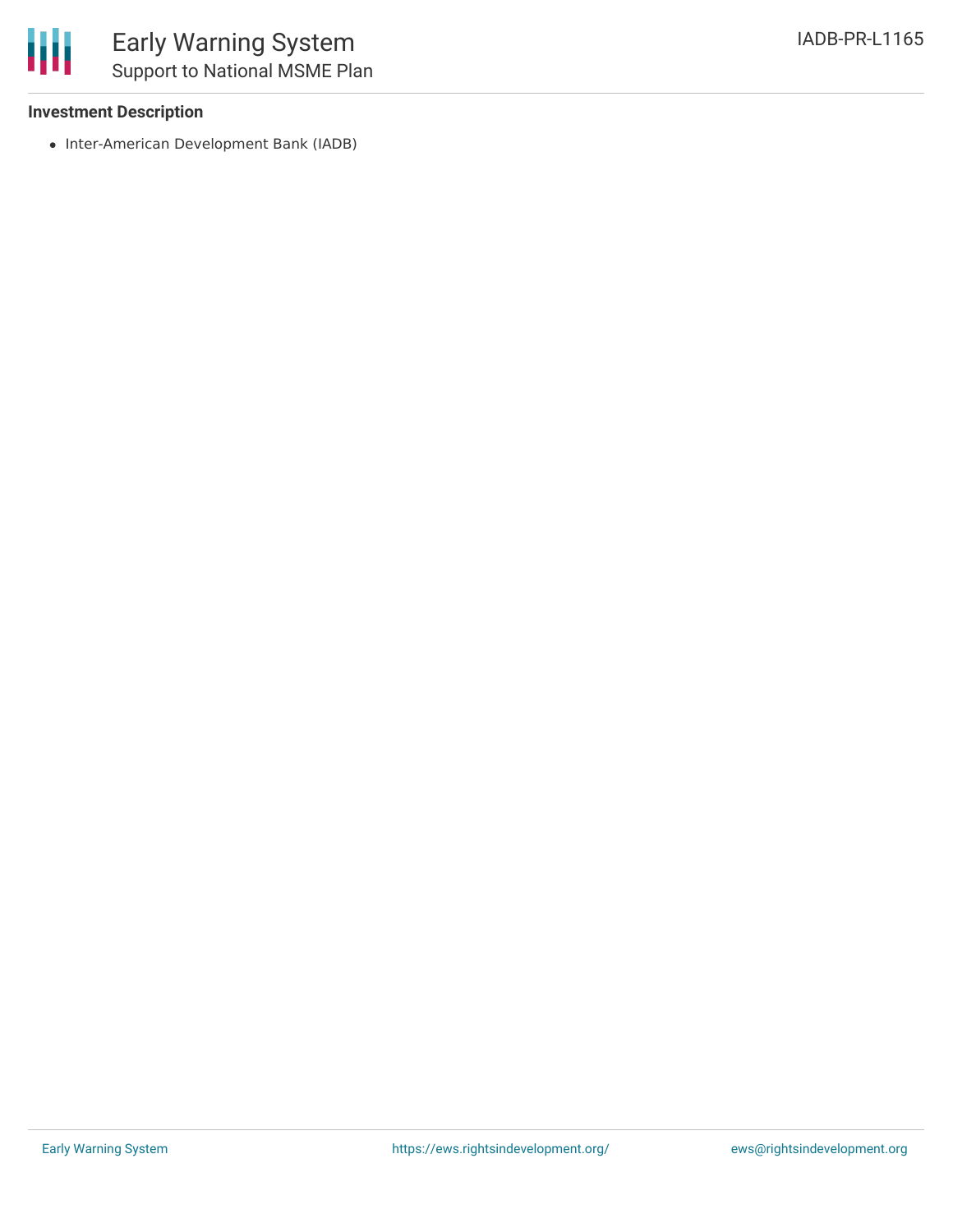**Investment Description**

- Inter-American Development Bank (IADB)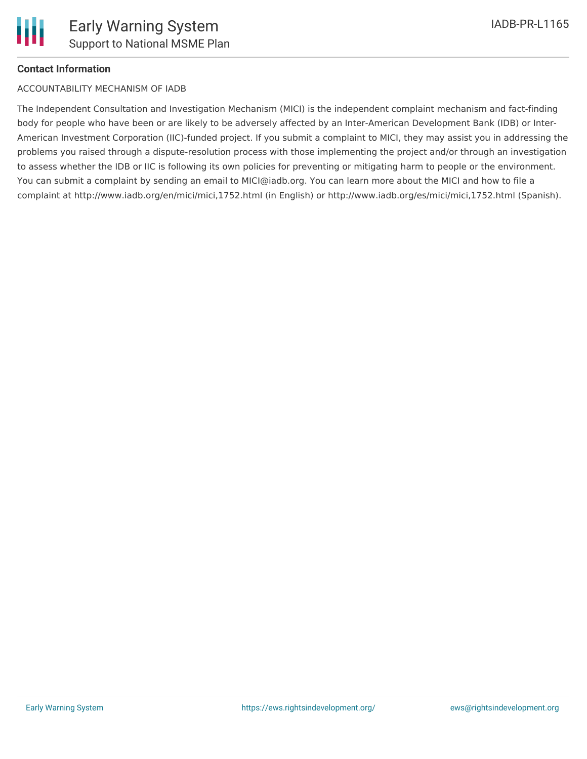**Contact Information**

ACCOUNTABILITY MECHANISM OF IADB

The Independent Consultation and Investigation Mechanism (MICI) is the independent complaint mechanism and fact-finding body for people who have been or are likely to be adversely affected by an Inter-American Development Bank (IDB) or Inter-American Investment Corporation (IIC)-funded project. If you submit a complaint to MICI, they may assist you in addressing the problems you raised through a dispute-resolution process with those implementing the project and/or through an investigation to assess whether the IDB or IIC is following its own policies for preventing or mitigating harm to people or the environment. You can submit a complaint by sending an email to MICI@iadb.org. You can learn more about the MICI and how to file a complaint at http://www.iadb.org/en/mici/mici,1752.html (in English) or http://www.iadb.org/es/mici/mici,1752.html (Spanish).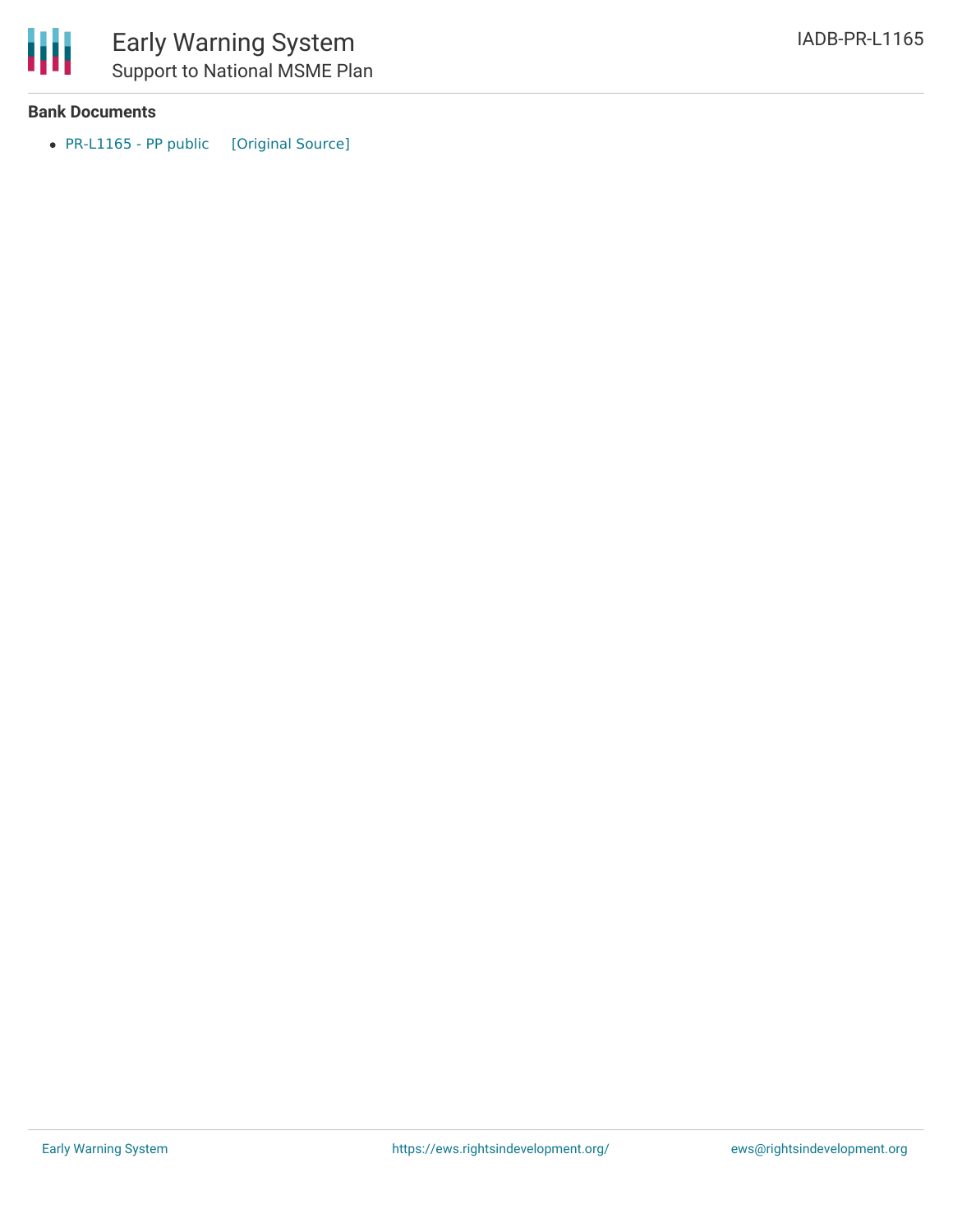**Bank Documents**

- PR-L1165 - PP public [Original Source]